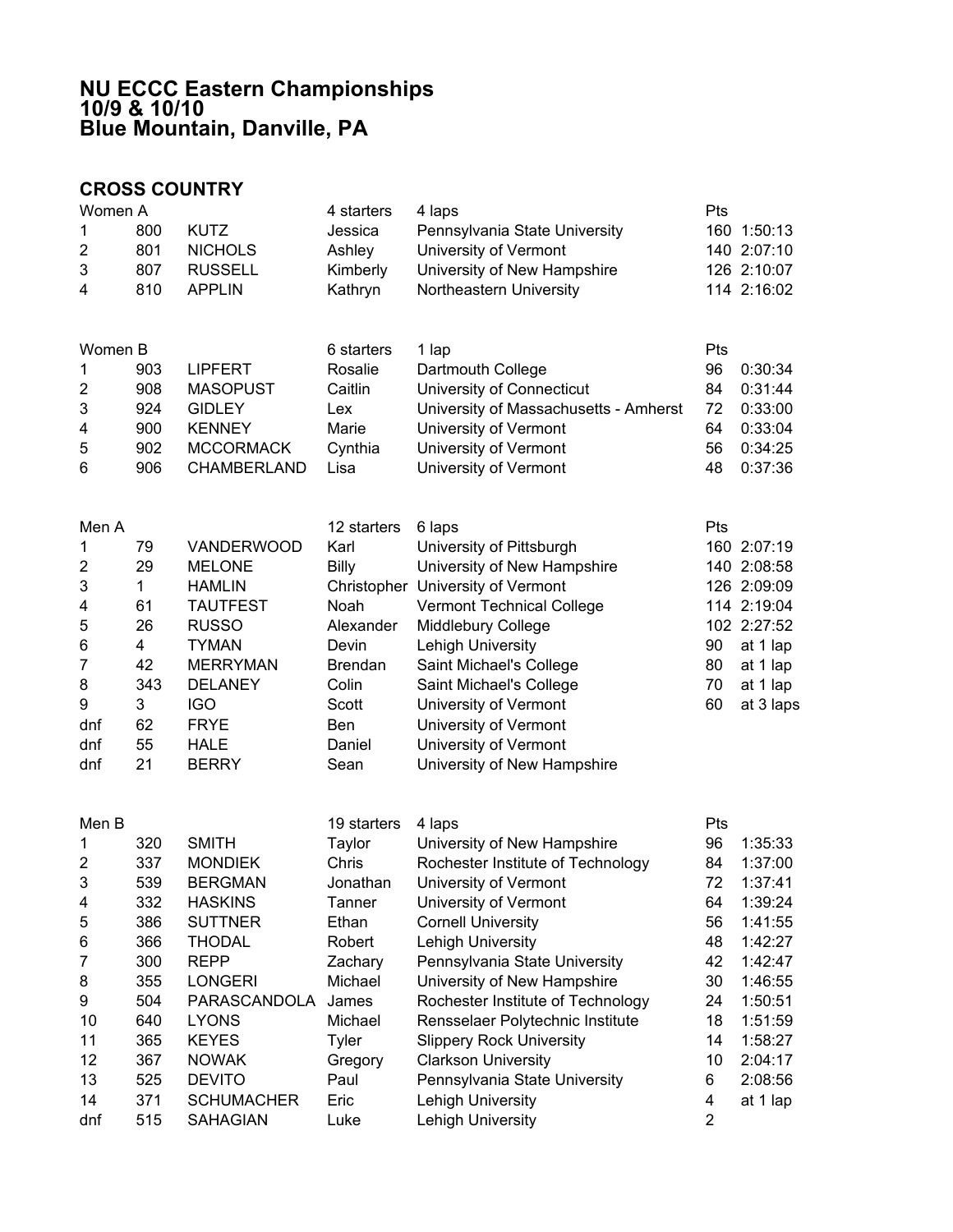# NU ECCC Eastern Championships
# 10/9 & 10/10
# Blue Mountain, Danville, PA

## CROSS COUNTRY

| Women A | | | 4 starters | 4 laps | Pts | |
|---|---|---|---|---|---|---|
| 1 | 800 | KUTZ | Jessica | Pennsylvania State University | 160 | 1:50:13 |
| 2 | 801 | NICHOLS | Ashley | University of Vermont | 140 | 2:07:10 |
| 3 | 807 | RUSSELL | Kimberly | University of New Hampshire | 126 | 2:10:07 |
| 4 | 810 | APPLIN | Kathryn | Northeastern University | 114 | 2:16:02 |

| Women B | | | 6 starters | 1 lap | Pts | |
|---|---|---|---|---|---|---|
| 1 | 903 | LIPFERT | Rosalie | Dartmouth College | 96 | 0:30:34 |
| 2 | 908 | MASOPUST | Caitlin | University of Connecticut | 84 | 0:31:44 |
| 3 | 924 | GIDLEY | Lex | University of Massachusetts - Amherst | 72 | 0:33:00 |
| 4 | 900 | KENNEY | Marie | University of Vermont | 64 | 0:33:04 |
| 5 | 902 | MCCORMACK | Cynthia | University of Vermont | 56 | 0:34:25 |
| 6 | 906 | CHAMBERLAND | Lisa | University of Vermont | 48 | 0:37:36 |

| Men A | | | 12 starters | 6 laps | Pts | |
|---|---|---|---|---|---|---|
| 1 | 79 | VANDERWOOD | Karl | University of Pittsburgh | 160 | 2:07:19 |
| 2 | 29 | MELONE | Billy | University of New Hampshire | 140 | 2:08:58 |
| 3 | 1 | HAMLIN | Christopher | University of Vermont | 126 | 2:09:09 |
| 4 | 61 | TAUTFEST | Noah | Vermont Technical College | 114 | 2:19:04 |
| 5 | 26 | RUSSO | Alexander | Middlebury College | 102 | 2:27:52 |
| 6 | 4 | TYMAN | Devin | Lehigh University | 90 | at 1 lap |
| 7 | 42 | MERRYMAN | Brendan | Saint Michael's College | 80 | at 1 lap |
| 8 | 343 | DELANEY | Colin | Saint Michael's College | 70 | at 1 lap |
| 9 | 3 | IGO | Scott | University of Vermont | 60 | at 3 laps |
| dnf | 62 | FRYE | Ben | University of Vermont | | |
| dnf | 55 | HALE | Daniel | University of Vermont | | |
| dnf | 21 | BERRY | Sean | University of New Hampshire | | |

| Men B | | | 19 starters | 4 laps | Pts | |
|---|---|---|---|---|---|---|
| 1 | 320 | SMITH | Taylor | University of New Hampshire | 96 | 1:35:33 |
| 2 | 337 | MONDIEK | Chris | Rochester Institute of Technology | 84 | 1:37:00 |
| 3 | 539 | BERGMAN | Jonathan | University of Vermont | 72 | 1:37:41 |
| 4 | 332 | HASKINS | Tanner | University of Vermont | 64 | 1:39:24 |
| 5 | 386 | SUTTNER | Ethan | Cornell University | 56 | 1:41:55 |
| 6 | 366 | THODAL | Robert | Lehigh University | 48 | 1:42:27 |
| 7 | 300 | REPP | Zachary | Pennsylvania State University | 42 | 1:42:47 |
| 8 | 355 | LONGERI | Michael | University of New Hampshire | 30 | 1:46:55 |
| 9 | 504 | PARASCANDOLA | James | Rochester Institute of Technology | 24 | 1:50:51 |
| 10 | 640 | LYONS | Michael | Rensselaer Polytechnic Institute | 18 | 1:51:59 |
| 11 | 365 | KEYES | Tyler | Slippery Rock University | 14 | 1:58:27 |
| 12 | 367 | NOWAK | Gregory | Clarkson University | 10 | 2:04:17 |
| 13 | 525 | DEVITO | Paul | Pennsylvania State University | 6 | 2:08:56 |
| 14 | 371 | SCHUMACHER | Eric | Lehigh University | 4 | at 1 lap |
| dnf | 515 | SAHAGIAN | Luke | Lehigh University | 2 | |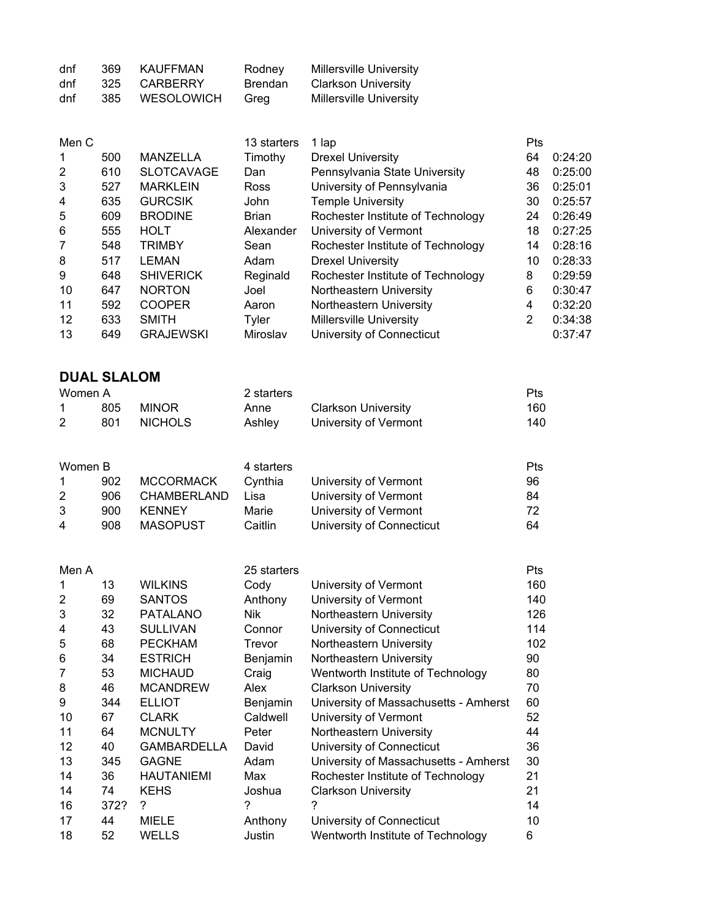| | | | | |
|---|---|---|---|---|
| dnf | 369 | KAUFFMAN | Rodney | Millersville University |
| dnf | 325 | CARBERRY | Brendan | Clarkson University |
| dnf | 385 | WESOLOWICH | Greg | Millersville University |

| Men C | | | 13 starters | 1 lap | Pts | |
|---|---|---|---|---|---|---|
| 1 | 500 | MANZELLA | Timothy | Drexel University | 64 | 0:24:20 |
| 2 | 610 | SLOTCAVAGE | Dan | Pennsylvania State University | 48 | 0:25:00 |
| 3 | 527 | MARKLEIN | Ross | University of Pennsylvania | 36 | 0:25:01 |
| 4 | 635 | GURCSIK | John | Temple University | 30 | 0:25:57 |
| 5 | 609 | BRODINE | Brian | Rochester Institute of Technology | 24 | 0:26:49 |
| 6 | 555 | HOLT | Alexander | University of Vermont | 18 | 0:27:25 |
| 7 | 548 | TRIMBY | Sean | Rochester Institute of Technology | 14 | 0:28:16 |
| 8 | 517 | LEMAN | Adam | Drexel University | 10 | 0:28:33 |
| 9 | 648 | SHIVERICK | Reginald | Rochester Institute of Technology | 8 | 0:29:59 |
| 10 | 647 | NORTON | Joel | Northeastern University | 6 | 0:30:47 |
| 11 | 592 | COOPER | Aaron | Northeastern University | 4 | 0:32:20 |
| 12 | 633 | SMITH | Tyler | Millersville University | 2 | 0:34:38 |
| 13 | 649 | GRAJEWSKI | Miroslav | University of Connecticut | | 0:37:47 |

## DUAL SLALOM

| Women A | | | 2 starters | | Pts |
|---|---|---|---|---|---|
| 1 | 805 | MINOR | Anne | Clarkson University | 160 |
| 2 | 801 | NICHOLS | Ashley | University of Vermont | 140 |

| Women B | | | 4 starters | | Pts |
|---|---|---|---|---|---|
| 1 | 902 | MCCORMACK | Cynthia | University of Vermont | 96 |
| 2 | 906 | CHAMBERLAND | Lisa | University of Vermont | 84 |
| 3 | 900 | KENNEY | Marie | University of Vermont | 72 |
| 4 | 908 | MASOPUST | Caitlin | University of Connecticut | 64 |

| Men A | | | 25 starters | | Pts |
|---|---|---|---|---|---|
| 1 | 13 | WILKINS | Cody | University of Vermont | 160 |
| 2 | 69 | SANTOS | Anthony | University of Vermont | 140 |
| 3 | 32 | PATALANO | Nik | Northeastern University | 126 |
| 4 | 43 | SULLIVAN | Connor | University of Connecticut | 114 |
| 5 | 68 | PECKHAM | Trevor | Northeastern University | 102 |
| 6 | 34 | ESTRICH | Benjamin | Northeastern University | 90 |
| 7 | 53 | MICHAUD | Craig | Wentworth Institute of Technology | 80 |
| 8 | 46 | MCANDREW | Alex | Clarkson University | 70 |
| 9 | 344 | ELLIOT | Benjamin | University of Massachusetts - Amherst | 60 |
| 10 | 67 | CLARK | Caldwell | University of Vermont | 52 |
| 11 | 64 | MCNULTY | Peter | Northeastern University | 44 |
| 12 | 40 | GAMBARDELLA | David | University of Connecticut | 36 |
| 13 | 345 | GAGNE | Adam | University of Massachusetts - Amherst | 30 |
| 14 | 36 | HAUTANIEMI | Max | Rochester Institute of Technology | 21 |
| 14 | 74 | KEHS | Joshua | Clarkson University | 21 |
| 16 | 372? | ? | ? | ? | 14 |
| 17 | 44 | MIELE | Anthony | University of Connecticut | 10 |
| 18 | 52 | WELLS | Justin | Wentworth Institute of Technology | 6 |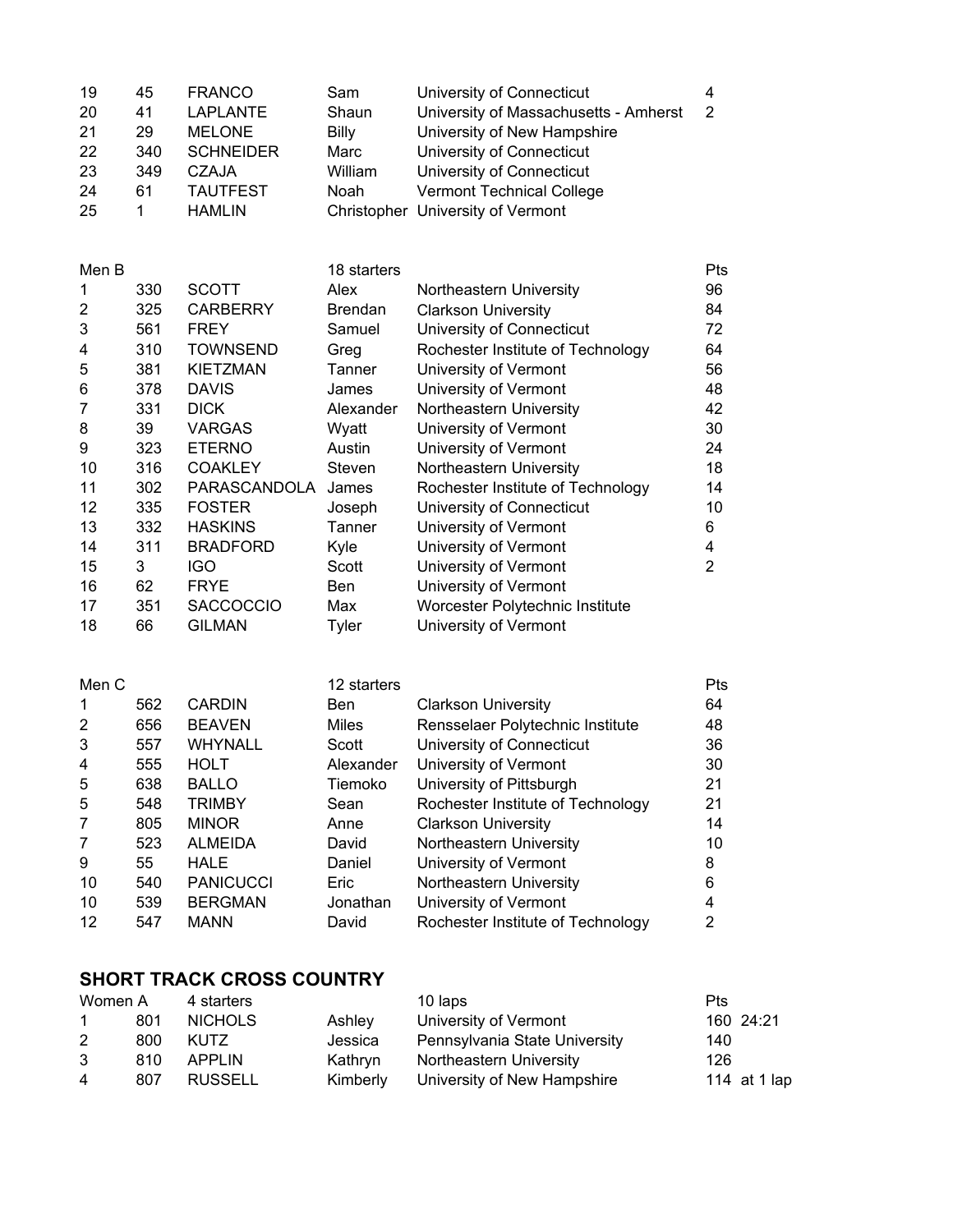| | | | | | |
|---|---|---|---|---|---|
| 19 | 45 | FRANCO | Sam | University of Connecticut | 4 |
| 20 | 41 | LAPLANTE | Shaun | University of Massachusetts - Amherst | 2 |
| 21 | 29 | MELONE | Billy | University of New Hampshire | |
| 22 | 340 | SCHNEIDER | Marc | University of Connecticut | |
| 23 | 349 | CZAJA | William | University of Connecticut | |
| 24 | 61 | TAUTFEST | Noah | Vermont Technical College | |
| 25 | 1 | HAMLIN | Christopher | University of Vermont | |

| Men B | | | 18 starters | | Pts |
|---|---|---|---|---|---|
| 1 | 330 | SCOTT | Alex | Northeastern University | 96 |
| 2 | 325 | CARBERRY | Brendan | Clarkson University | 84 |
| 3 | 561 | FREY | Samuel | University of Connecticut | 72 |
| 4 | 310 | TOWNSEND | Greg | Rochester Institute of Technology | 64 |
| 5 | 381 | KIETZMAN | Tanner | University of Vermont | 56 |
| 6 | 378 | DAVIS | James | University of Vermont | 48 |
| 7 | 331 | DICK | Alexander | Northeastern University | 42 |
| 8 | 39 | VARGAS | Wyatt | University of Vermont | 30 |
| 9 | 323 | ETERNO | Austin | University of Vermont | 24 |
| 10 | 316 | COAKLEY | Steven | Northeastern University | 18 |
| 11 | 302 | PARASCANDOLA | James | Rochester Institute of Technology | 14 |
| 12 | 335 | FOSTER | Joseph | University of Connecticut | 10 |
| 13 | 332 | HASKINS | Tanner | University of Vermont | 6 |
| 14 | 311 | BRADFORD | Kyle | University of Vermont | 4 |
| 15 | 3 | IGO | Scott | University of Vermont | 2 |
| 16 | 62 | FRYE | Ben | University of Vermont | |
| 17 | 351 | SACCOCCIO | Max | Worcester Polytechnic Institute | |
| 18 | 66 | GILMAN | Tyler | University of Vermont | |

| Men C | | | 12 starters | | Pts |
|---|---|---|---|---|---|
| 1 | 562 | CARDIN | Ben | Clarkson University | 64 |
| 2 | 656 | BEAVEN | Miles | Rensselaer Polytechnic Institute | 48 |
| 3 | 557 | WHYNALL | Scott | University of Connecticut | 36 |
| 4 | 555 | HOLT | Alexander | University of Vermont | 30 |
| 5 | 638 | BALLO | Tiemoko | University of Pittsburgh | 21 |
| 5 | 548 | TRIMBY | Sean | Rochester Institute of Technology | 21 |
| 7 | 805 | MINOR | Anne | Clarkson University | 14 |
| 7 | 523 | ALMEIDA | David | Northeastern University | 10 |
| 9 | 55 | HALE | Daniel | University of Vermont | 8 |
| 10 | 540 | PANICUCCI | Eric | Northeastern University | 6 |
| 10 | 539 | BERGMAN | Jonathan | University of Vermont | 4 |
| 12 | 547 | MANN | David | Rochester Institute of Technology | 2 |

## SHORT TRACK CROSS COUNTRY

| Women A | | 4 starters | | 10 laps | Pts | |
|---|---|---|---|---|---|---|
| 1 | 801 | NICHOLS | Ashley | University of Vermont | 160 | 24:21 |
| 2 | 800 | KUTZ | Jessica | Pennsylvania State University | 140 | |
| 3 | 810 | APPLIN | Kathryn | Northeastern University | 126 | |
| 4 | 807 | RUSSELL | Kimberly | University of New Hampshire | 114 | at 1 lap |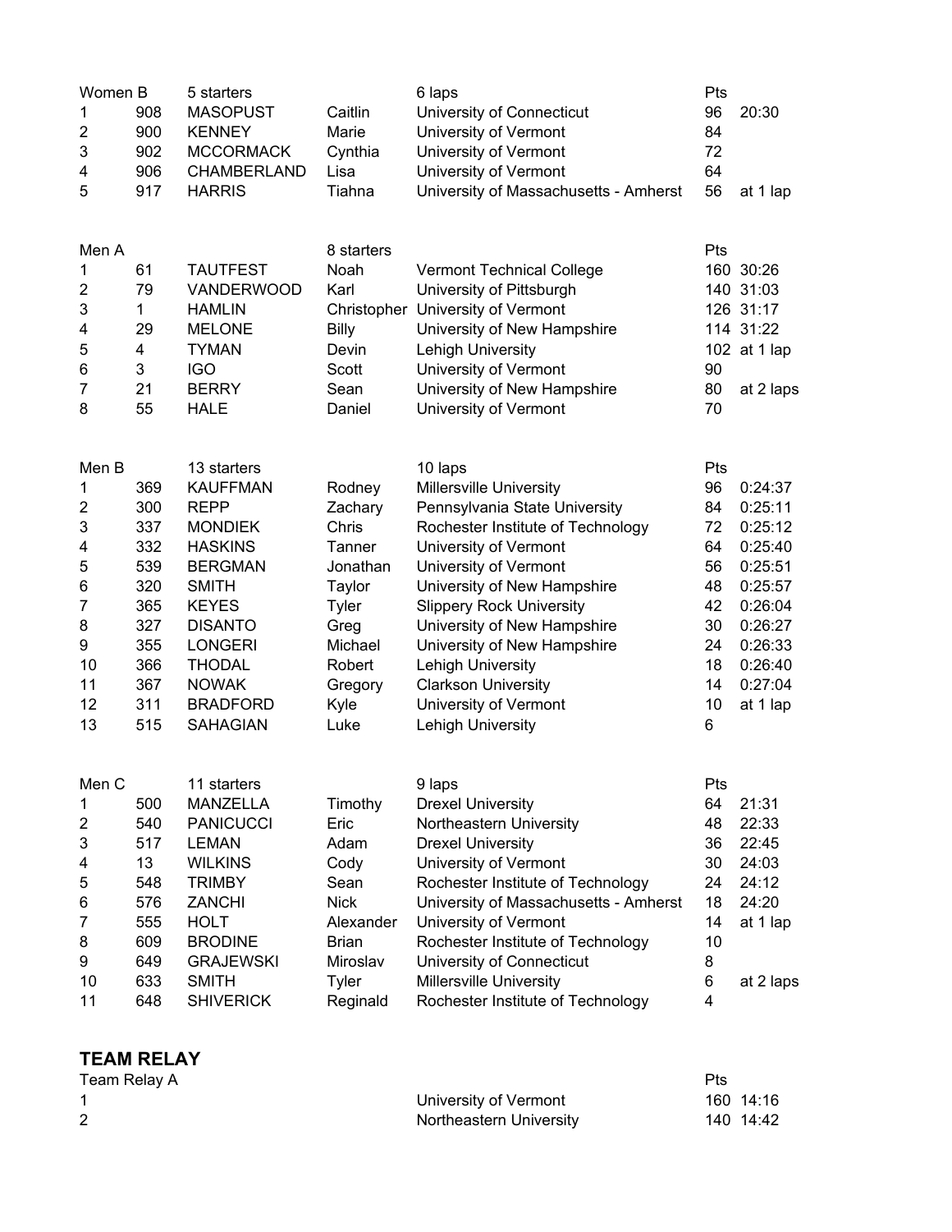| Women B | | 5 starters | | 6 laps | Pts | |
|---|---|---|---|---|---|---|
| 1 | 908 | MASOPUST | Caitlin | University of Connecticut | 96 | 20:30 |
| 2 | 900 | KENNEY | Marie | University of Vermont | 84 | |
| 3 | 902 | MCCORMACK | Cynthia | University of Vermont | 72 | |
| 4 | 906 | CHAMBERLAND | Lisa | University of Vermont | 64 | |
| 5 | 917 | HARRIS | Tiahna | University of Massachusetts - Amherst | 56 | at 1 lap |

| Men A | | | 8 starters | | Pts | |
|---|---|---|---|---|---|---|
| 1 | 61 | TAUTFEST | Noah | Vermont Technical College | 160 | 30:26 |
| 2 | 79 | VANDERWOOD | Karl | University of Pittsburgh | 140 | 31:03 |
| 3 | 1 | HAMLIN | Christopher | University of Vermont | 126 | 31:17 |
| 4 | 29 | MELONE | Billy | University of New Hampshire | 114 | 31:22 |
| 5 | 4 | TYMAN | Devin | Lehigh University | 102 | at 1 lap |
| 6 | 3 | IGO | Scott | University of Vermont | 90 | |
| 7 | 21 | BERRY | Sean | University of New Hampshire | 80 | at 2 laps |
| 8 | 55 | HALE | Daniel | University of Vermont | 70 | |

| Men B | | 13 starters | | 10 laps | Pts | |
|---|---|---|---|---|---|---|
| 1 | 369 | KAUFFMAN | Rodney | Millersville University | 96 | 0:24:37 |
| 2 | 300 | REPP | Zachary | Pennsylvania State University | 84 | 0:25:11 |
| 3 | 337 | MONDIEK | Chris | Rochester Institute of Technology | 72 | 0:25:12 |
| 4 | 332 | HASKINS | Tanner | University of Vermont | 64 | 0:25:40 |
| 5 | 539 | BERGMAN | Jonathan | University of Vermont | 56 | 0:25:51 |
| 6 | 320 | SMITH | Taylor | University of New Hampshire | 48 | 0:25:57 |
| 7 | 365 | KEYES | Tyler | Slippery Rock University | 42 | 0:26:04 |
| 8 | 327 | DISANTO | Greg | University of New Hampshire | 30 | 0:26:27 |
| 9 | 355 | LONGERI | Michael | University of New Hampshire | 24 | 0:26:33 |
| 10 | 366 | THODAL | Robert | Lehigh University | 18 | 0:26:40 |
| 11 | 367 | NOWAK | Gregory | Clarkson University | 14 | 0:27:04 |
| 12 | 311 | BRADFORD | Kyle | University of Vermont | 10 | at 1 lap |
| 13 | 515 | SAHAGIAN | Luke | Lehigh University | 6 | |

| Men C | | 11 starters | | 9 laps | Pts | |
|---|---|---|---|---|---|---|
| 1 | 500 | MANZELLA | Timothy | Drexel University | 64 | 21:31 |
| 2 | 540 | PANICUCCI | Eric | Northeastern University | 48 | 22:33 |
| 3 | 517 | LEMAN | Adam | Drexel University | 36 | 22:45 |
| 4 | 13 | WILKINS | Cody | University of Vermont | 30 | 24:03 |
| 5 | 548 | TRIMBY | Sean | Rochester Institute of Technology | 24 | 24:12 |
| 6 | 576 | ZANCHI | Nick | University of Massachusetts - Amherst | 18 | 24:20 |
| 7 | 555 | HOLT | Alexander | University of Vermont | 14 | at 1 lap |
| 8 | 609 | BRODINE | Brian | Rochester Institute of Technology | 10 | |
| 9 | 649 | GRAJEWSKI | Miroslav | University of Connecticut | 8 | |
| 10 | 633 | SMITH | Tyler | Millersville University | 6 | at 2 laps |
| 11 | 648 | SHIVERICK | Reginald | Rochester Institute of Technology | 4 | |

## TEAM RELAY

| Team Relay A | | Pts | |
|---|---|---|---|
| 1 | University of Vermont | 160 | 14:16 |
| 2 | Northeastern University | 140 | 14:42 |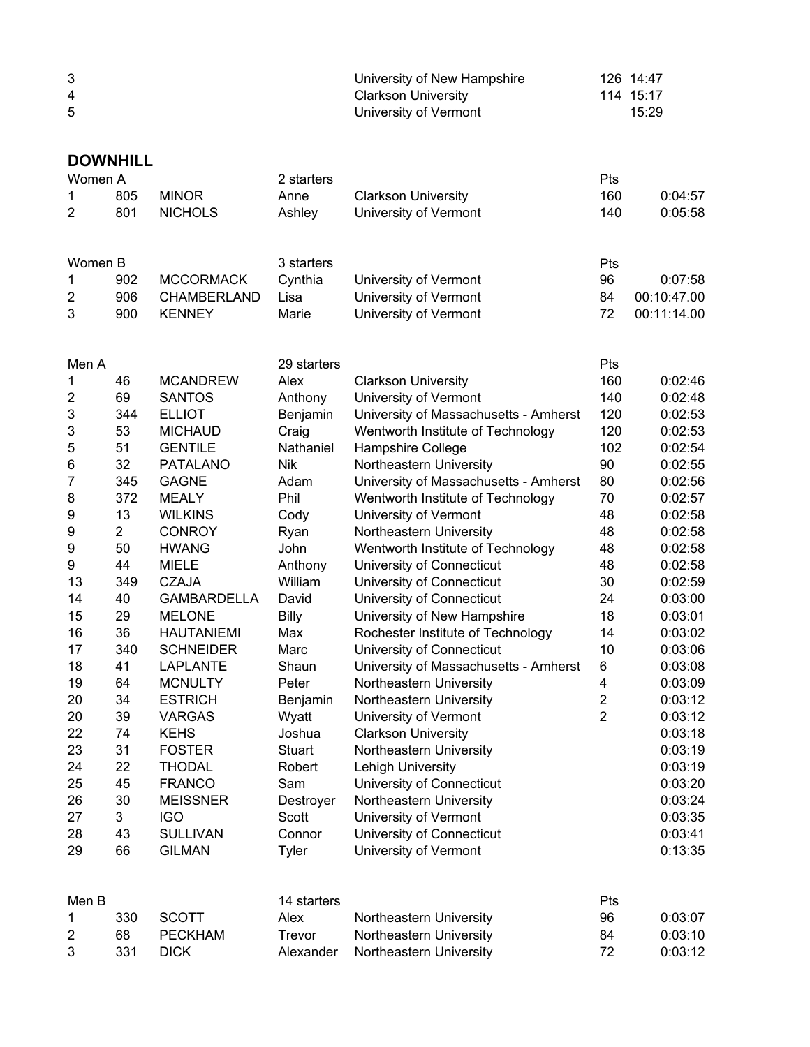| | | | |
|---|---|---|---|
| 3 | University of New Hampshire | 126 | 14:47 |
| 4 | Clarkson University | 114 | 15:17 |
| 5 | University of Vermont | | 15:29 |

## DOWNHILL

| Women A | | | 2 starters | | Pts | |
|---|---|---|---|---|---|---|
| 1 | 805 | MINOR | Anne | Clarkson University | 160 | 0:04:57 |
| 2 | 801 | NICHOLS | Ashley | University of Vermont | 140 | 0:05:58 |

| Women B | | | 3 starters | | Pts | |
|---|---|---|---|---|---|---|
| 1 | 902 | MCCORMACK | Cynthia | University of Vermont | 96 | 0:07:58 |
| 2 | 906 | CHAMBERLAND | Lisa | University of Vermont | 84 | 00:10:47.00 |
| 3 | 900 | KENNEY | Marie | University of Vermont | 72 | 00:11:14.00 |

| Men A | | | 29 starters | | Pts | |
|---|---|---|---|---|---|---|
| 1 | 46 | MCANDREW | Alex | Clarkson University | 160 | 0:02:46 |
| 2 | 69 | SANTOS | Anthony | University of Vermont | 140 | 0:02:48 |
| 3 | 344 | ELLIOT | Benjamin | University of Massachusetts - Amherst | 120 | 0:02:53 |
| 3 | 53 | MICHAUD | Craig | Wentworth Institute of Technology | 120 | 0:02:53 |
| 5 | 51 | GENTILE | Nathaniel | Hampshire College | 102 | 0:02:54 |
| 6 | 32 | PATALANO | Nik | Northeastern University | 90 | 0:02:55 |
| 7 | 345 | GAGNE | Adam | University of Massachusetts - Amherst | 80 | 0:02:56 |
| 8 | 372 | MEALY | Phil | Wentworth Institute of Technology | 70 | 0:02:57 |
| 9 | 13 | WILKINS | Cody | University of Vermont | 48 | 0:02:58 |
| 9 | 2 | CONROY | Ryan | Northeastern University | 48 | 0:02:58 |
| 9 | 50 | HWANG | John | Wentworth Institute of Technology | 48 | 0:02:58 |
| 9 | 44 | MIELE | Anthony | University of Connecticut | 48 | 0:02:58 |
| 13 | 349 | CZAJA | William | University of Connecticut | 30 | 0:02:59 |
| 14 | 40 | GAMBARDELLA | David | University of Connecticut | 24 | 0:03:00 |
| 15 | 29 | MELONE | Billy | University of New Hampshire | 18 | 0:03:01 |
| 16 | 36 | HAUTANIEMI | Max | Rochester Institute of Technology | 14 | 0:03:02 |
| 17 | 340 | SCHNEIDER | Marc | University of Connecticut | 10 | 0:03:06 |
| 18 | 41 | LAPLANTE | Shaun | University of Massachusetts - Amherst | 6 | 0:03:08 |
| 19 | 64 | MCNULTY | Peter | Northeastern University | 4 | 0:03:09 |
| 20 | 34 | ESTRICH | Benjamin | Northeastern University | 2 | 0:03:12 |
| 20 | 39 | VARGAS | Wyatt | University of Vermont | 2 | 0:03:12 |
| 22 | 74 | KEHS | Joshua | Clarkson University | | 0:03:18 |
| 23 | 31 | FOSTER | Stuart | Northeastern University | | 0:03:19 |
| 24 | 22 | THODAL | Robert | Lehigh University | | 0:03:19 |
| 25 | 45 | FRANCO | Sam | University of Connecticut | | 0:03:20 |
| 26 | 30 | MEISSNER | Destroyer | Northeastern University | | 0:03:24 |
| 27 | 3 | IGO | Scott | University of Vermont | | 0:03:35 |
| 28 | 43 | SULLIVAN | Connor | University of Connecticut | | 0:03:41 |
| 29 | 66 | GILMAN | Tyler | University of Vermont | | 0:13:35 |

| Men B | | | 14 starters | | Pts | |
|---|---|---|---|---|---|---|
| 1 | 330 | SCOTT | Alex | Northeastern University | 96 | 0:03:07 |
| 2 | 68 | PECKHAM | Trevor | Northeastern University | 84 | 0:03:10 |
| 3 | 331 | DICK | Alexander | Northeastern University | 72 | 0:03:12 |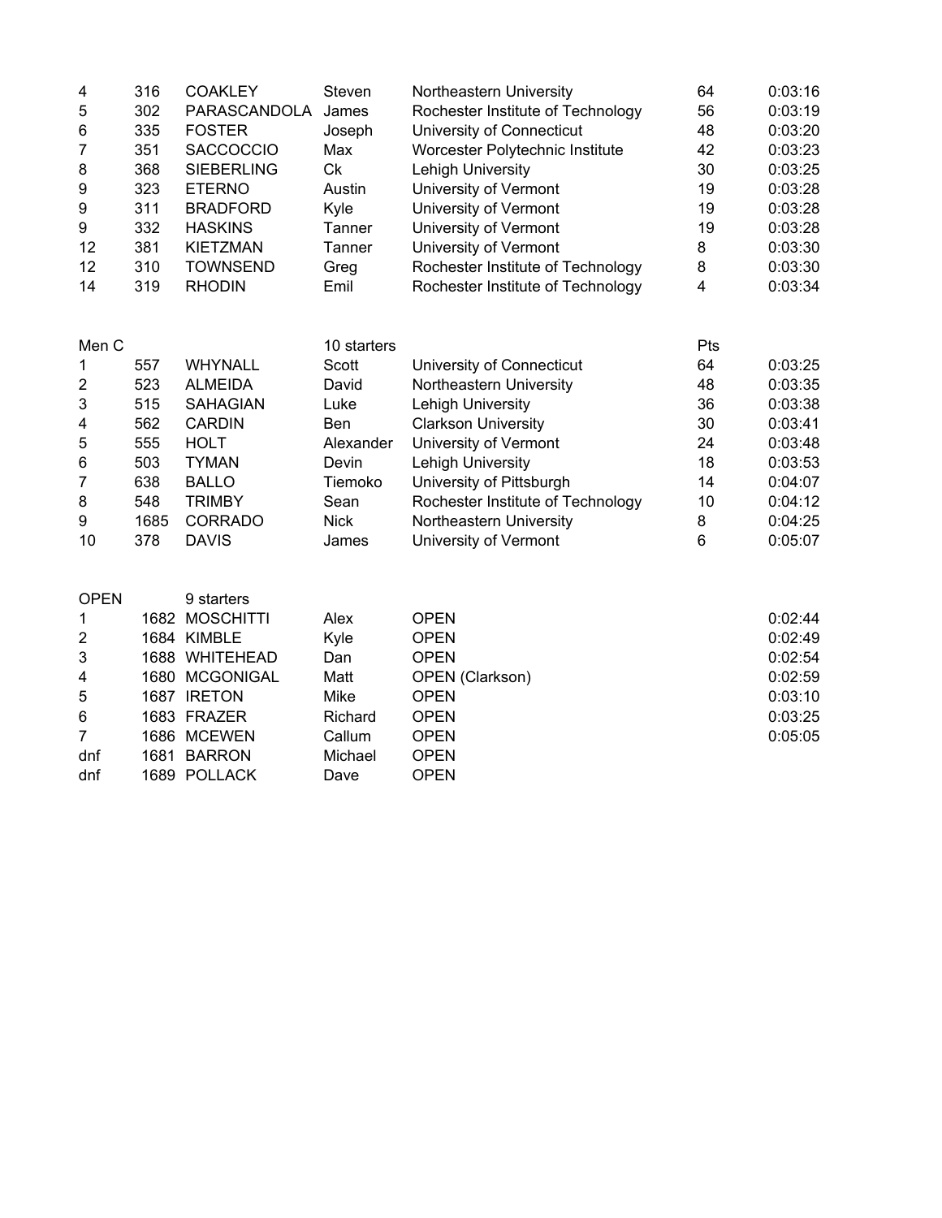| | | | | | | |
|---|---|---|---|---|---|---|
| 4 | 316 | COAKLEY | Steven | Northeastern University | 64 | 0:03:16 |
| 5 | 302 | PARASCANDOLA | James | Rochester Institute of Technology | 56 | 0:03:19 |
| 6 | 335 | FOSTER | Joseph | University of Connecticut | 48 | 0:03:20 |
| 7 | 351 | SACCOCCIO | Max | Worcester Polytechnic Institute | 42 | 0:03:23 |
| 8 | 368 | SIEBERLING | Ck | Lehigh University | 30 | 0:03:25 |
| 9 | 323 | ETERNO | Austin | University of Vermont | 19 | 0:03:28 |
| 9 | 311 | BRADFORD | Kyle | University of Vermont | 19 | 0:03:28 |
| 9 | 332 | HASKINS | Tanner | University of Vermont | 19 | 0:03:28 |
| 12 | 381 | KIETZMAN | Tanner | University of Vermont | 8 | 0:03:30 |
| 12 | 310 | TOWNSEND | Greg | Rochester Institute of Technology | 8 | 0:03:30 |
| 14 | 319 | RHODIN | Emil | Rochester Institute of Technology | 4 | 0:03:34 |

| Men C | | | 10 starters | | Pts | |
|---|---|---|---|---|---|---|
| 1 | 557 | WHYNALL | Scott | University of Connecticut | 64 | 0:03:25 |
| 2 | 523 | ALMEIDA | David | Northeastern University | 48 | 0:03:35 |
| 3 | 515 | SAHAGIAN | Luke | Lehigh University | 36 | 0:03:38 |
| 4 | 562 | CARDIN | Ben | Clarkson University | 30 | 0:03:41 |
| 5 | 555 | HOLT | Alexander | University of Vermont | 24 | 0:03:48 |
| 6 | 503 | TYMAN | Devin | Lehigh University | 18 | 0:03:53 |
| 7 | 638 | BALLO | Tiemoko | University of Pittsburgh | 14 | 0:04:07 |
| 8 | 548 | TRIMBY | Sean | Rochester Institute of Technology | 10 | 0:04:12 |
| 9 | 1685 | CORRADO | Nick | Northeastern University | 8 | 0:04:25 |
| 10 | 378 | DAVIS | James | University of Vermont | 6 | 0:05:07 |

| OPEN | | 9 starters | | | |
|---|---|---|---|---|---|
| 1 | 1682 | MOSCHITTI | Alex | OPEN | 0:02:44 |
| 2 | 1684 | KIMBLE | Kyle | OPEN | 0:02:49 |
| 3 | 1688 | WHITEHEAD | Dan | OPEN | 0:02:54 |
| 4 | 1680 | MCGONIGAL | Matt | OPEN (Clarkson) | 0:02:59 |
| 5 | 1687 | IRETON | Mike | OPEN | 0:03:10 |
| 6 | 1683 | FRAZER | Richard | OPEN | 0:03:25 |
| 7 | 1686 | MCEWEN | Callum | OPEN | 0:05:05 |
| dnf | 1681 | BARRON | Michael | OPEN | |
| dnf | 1689 | POLLACK | Dave | OPEN | |